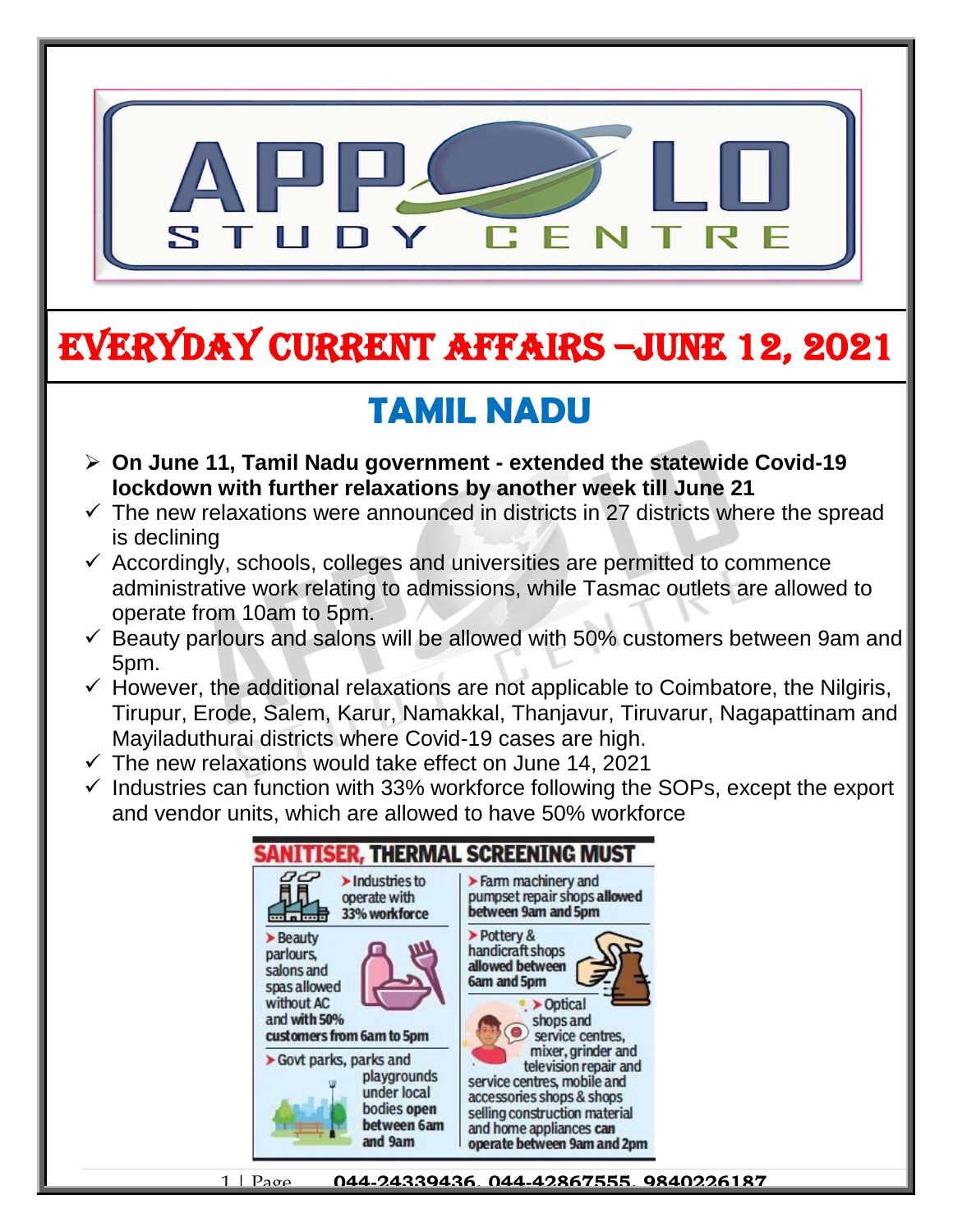# EVERYDAY CURRENT AFFAIRS –JUNE 12, 2021

## TAMIL NADU

- **On June 11, Tamil Nadu government - extended the statewide Covid-19 lockdown with further relaxations by another week till June 21**
  - ✓ The new relaxations were announced in districts in 27 districts where the spread is declining
  - ✓ Accordingly, schools, colleges and universities are permitted to commence administrative work relating to admissions, while Tasmac outlets are allowed to operate from 10am to 5pm.
  - ✓ Beauty parlours and salons will be allowed with 50% customers between 9am and 5pm.
  - ✓ However, the additional relaxations are not applicable to Coimbatore, the Nilgiris, Tirupur, Erode, Salem, Karur, Namakkal, Thanjavur, Tiruvarur, Nagapattinam and Mayiladuthurai districts where Covid-19 cases are high.
  - ✓ The new relaxations would take effect on June 14, 2021
  - ✓ Industries can function with 33% workforce following the SOPs, except the export and vendor units, which are allowed to have 50% workforce

**SANITISER, THERMAL SCREENING MUST**

- Industries to operate with 33% workforce
- Beauty parlours, salons and spas allowed without AC and with 50% customers from 6am to 5pm
- Govt parks, parks and playgrounds under local bodies open between 6am and 9am
- Farm machinery and pumpset repair shops allowed between 9am and 5pm
- Pottery & handicraft shops allowed between 6am and 5pm
- Optical shops and service centres, mixer, grinder and television repair and service centres, mobile and accessories shops & shops selling construction material and home appliances can operate between 9am and 2pm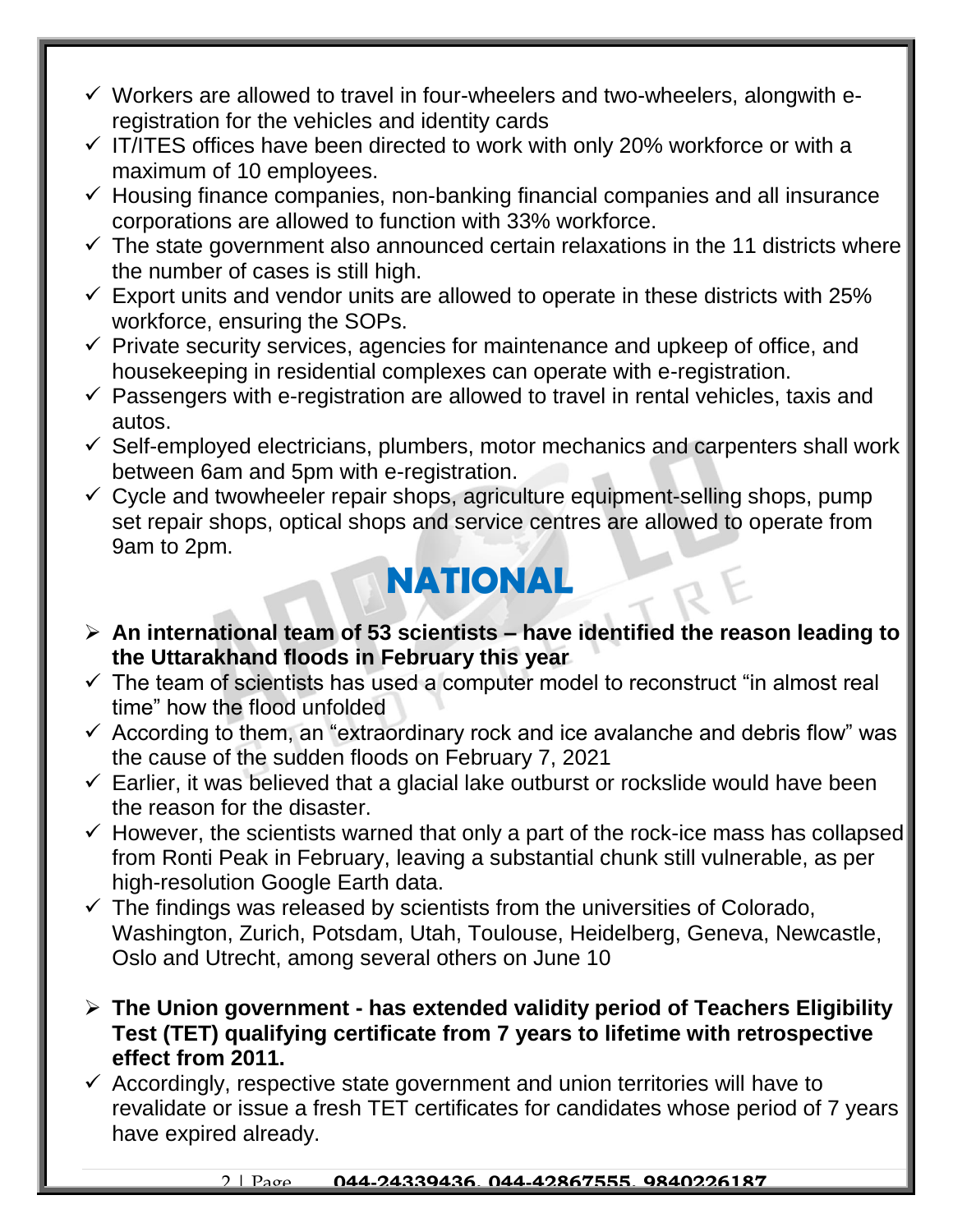- ✓ Workers are allowed to travel in four-wheelers and two-wheelers, alongwith e-registration for the vehicles and identity cards
- ✓ IT/ITES offices have been directed to work with only 20% workforce or with a maximum of 10 employees.
- ✓ Housing finance companies, non-banking financial companies and all insurance corporations are allowed to function with 33% workforce.
- ✓ The state government also announced certain relaxations in the 11 districts where the number of cases is still high.
- ✓ Export units and vendor units are allowed to operate in these districts with 25% workforce, ensuring the SOPs.
- ✓ Private security services, agencies for maintenance and upkeep of office, and housekeeping in residential complexes can operate with e-registration.
- ✓ Passengers with e-registration are allowed to travel in rental vehicles, taxis and autos.
- ✓ Self-employed electricians, plumbers, motor mechanics and carpenters shall work between 6am and 5pm with e-registration.
- ✓ Cycle and twowheeler repair shops, agriculture equipment-selling shops, pump set repair shops, optical shops and service centres are allowed to operate from 9am to 2pm.

## NATIONAL

- ➢ **An international team of 53 scientists – have identified the reason leading to the Uttarakhand floods in February this year**
- ✓ The team of scientists has used a computer model to reconstruct "in almost real time" how the flood unfolded
- ✓ According to them, an "extraordinary rock and ice avalanche and debris flow" was the cause of the sudden floods on February 7, 2021
- ✓ Earlier, it was believed that a glacial lake outburst or rockslide would have been the reason for the disaster.
- ✓ However, the scientists warned that only a part of the rock-ice mass has collapsed from Ronti Peak in February, leaving a substantial chunk still vulnerable, as per high-resolution Google Earth data.
- ✓ The findings was released by scientists from the universities of Colorado, Washington, Zurich, Potsdam, Utah, Toulouse, Heidelberg, Geneva, Newcastle, Oslo and Utrecht, among several others on June 10

- ➢ **The Union government - has extended validity period of Teachers Eligibility Test (TET) qualifying certificate from 7 years to lifetime with retrospective effect from 2011.**
- ✓ Accordingly, respective state government and union territories will have to revalidate or issue a fresh TET certificates for candidates whose period of 7 years have expired already.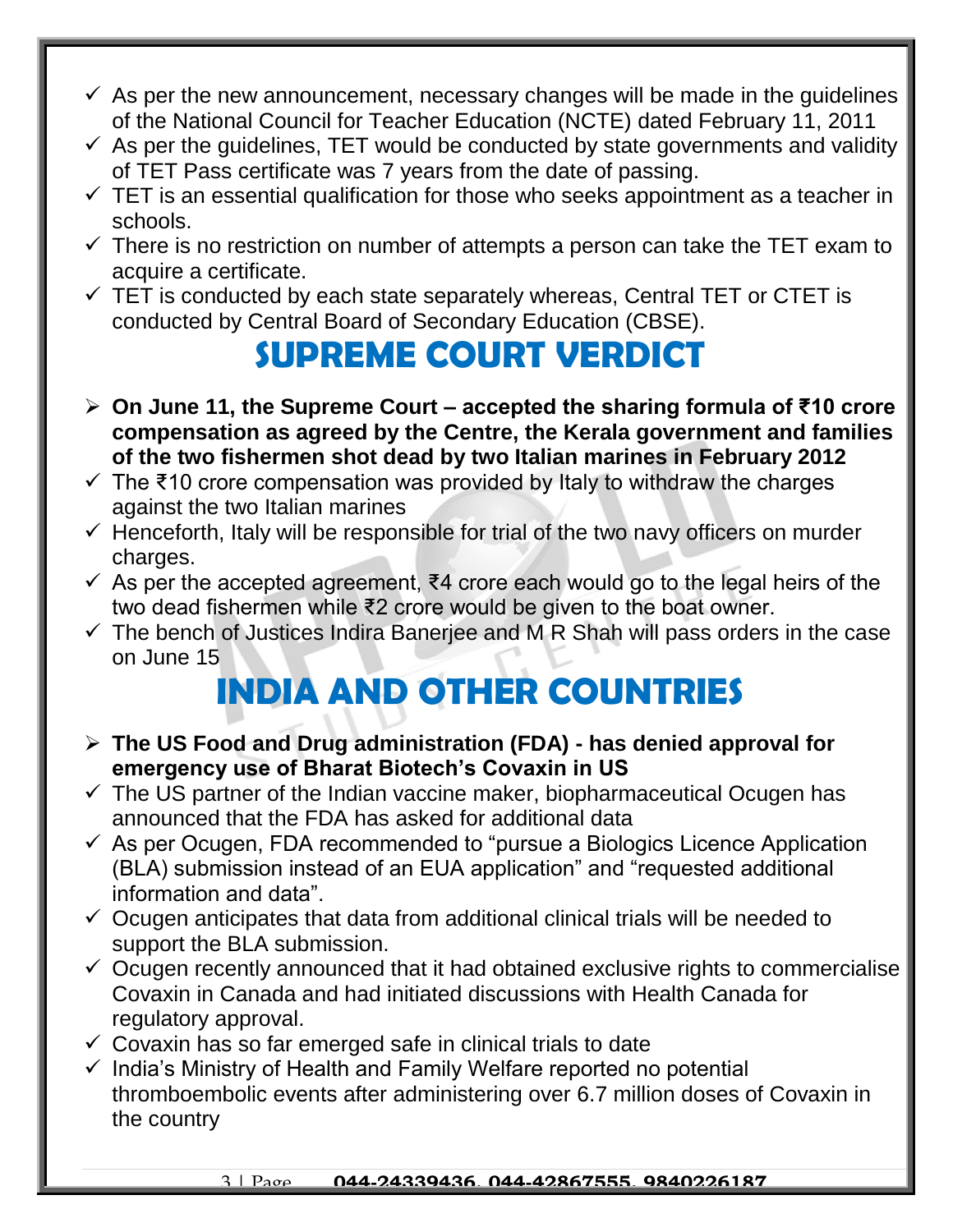- ✓ As per the new announcement, necessary changes will be made in the guidelines of the National Council for Teacher Education (NCTE) dated February 11, 2011
- ✓ As per the guidelines, TET would be conducted by state governments and validity of TET Pass certificate was 7 years from the date of passing.
- ✓ TET is an essential qualification for those who seeks appointment as a teacher in schools.
- ✓ There is no restriction on number of attempts a person can take the TET exam to acquire a certificate.
- ✓ TET is conducted by each state separately whereas, Central TET or CTET is conducted by Central Board of Secondary Education (CBSE).

# SUPREME COURT VERDICT

- ➢ **On June 11, the Supreme Court – accepted the sharing formula of ₹10 crore compensation as agreed by the Centre, the Kerala government and families of the two fishermen shot dead by two Italian marines in February 2012**
- ✓ The ₹10 crore compensation was provided by Italy to withdraw the charges against the two Italian marines
- ✓ Henceforth, Italy will be responsible for trial of the two navy officers on murder charges.
- ✓ As per the accepted agreement, ₹4 crore each would go to the legal heirs of the two dead fishermen while ₹2 crore would be given to the boat owner.
- ✓ The bench of Justices Indira Banerjee and M R Shah will pass orders in the case on June 15

# INDIA AND OTHER COUNTRIES

- ➢ **The US Food and Drug administration (FDA) - has denied approval for emergency use of Bharat Biotech's Covaxin in US**
- ✓ The US partner of the Indian vaccine maker, biopharmaceutical Ocugen has announced that the FDA has asked for additional data
- ✓ As per Ocugen, FDA recommended to "pursue a Biologics Licence Application (BLA) submission instead of an EUA application" and "requested additional information and data".
- ✓ Ocugen anticipates that data from additional clinical trials will be needed to support the BLA submission.
- ✓ Ocugen recently announced that it had obtained exclusive rights to commercialise Covaxin in Canada and had initiated discussions with Health Canada for regulatory approval.
- ✓ Covaxin has so far emerged safe in clinical trials to date
- ✓ India's Ministry of Health and Family Welfare reported no potential thromboembolic events after administering over 6.7 million doses of Covaxin in the country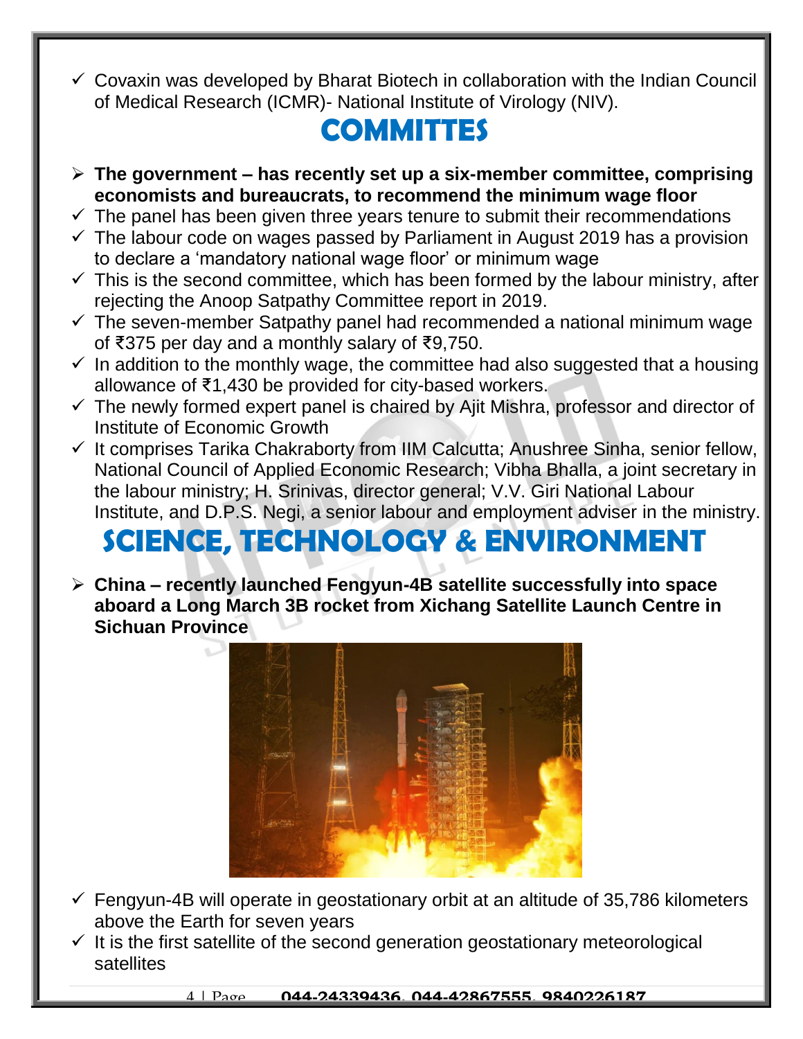- ✓ Covaxin was developed by Bharat Biotech in collaboration with the Indian Council of Medical Research (ICMR)- National Institute of Virology (NIV).

# COMMITTES

- ➢ **The government – has recently set up a six-member committee, comprising economists and bureaucrats, to recommend the minimum wage floor**
- ✓ The panel has been given three years tenure to submit their recommendations
- ✓ The labour code on wages passed by Parliament in August 2019 has a provision to declare a 'mandatory national wage floor' or minimum wage
- ✓ This is the second committee, which has been formed by the labour ministry, after rejecting the Anoop Satpathy Committee report in 2019.
- ✓ The seven-member Satpathy panel had recommended a national minimum wage of ₹375 per day and a monthly salary of ₹9,750.
- ✓ In addition to the monthly wage, the committee had also suggested that a housing allowance of ₹1,430 be provided for city-based workers.
- ✓ The newly formed expert panel is chaired by Ajit Mishra, professor and director of Institute of Economic Growth
- ✓ It comprises Tarika Chakraborty from IIM Calcutta; Anushree Sinha, senior fellow, National Council of Applied Economic Research; Vibha Bhalla, a joint secretary in the labour ministry; H. Srinivas, director general; V.V. Giri National Labour Institute, and D.P.S. Negi, a senior labour and employment adviser in the ministry.

# SCIENCE, TECHNOLOGY & ENVIRONMENT

- ➢ **China – recently launched Fengyun-4B satellite successfully into space aboard a Long March 3B rocket from Xichang Satellite Launch Centre in Sichuan Province**
- ✓ Fengyun-4B will operate in geostationary orbit at an altitude of 35,786 kilometers above the Earth for seven years
- ✓ It is the first satellite of the second generation geostationary meteorological satellites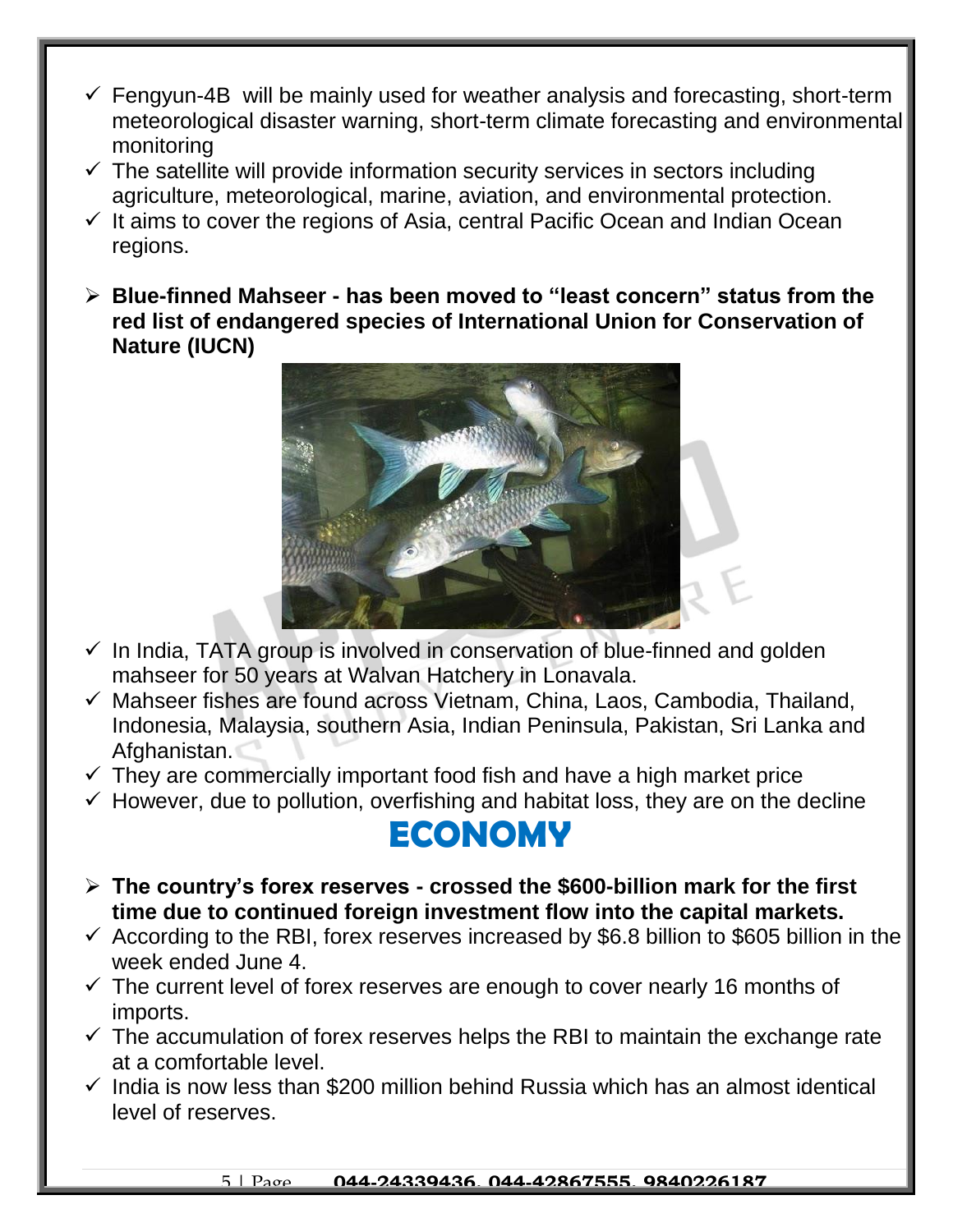- ✓ Fengyun-4B will be mainly used for weather analysis and forecasting, short-term meteorological disaster warning, short-term climate forecasting and environmental monitoring
- ✓ The satellite will provide information security services in sectors including agriculture, meteorological, marine, aviation, and environmental protection.
- ✓ It aims to cover the regions of Asia, central Pacific Ocean and Indian Ocean regions.

- **Blue-finned Mahseer - has been moved to "least concern" status from the red list of endangered species of International Union for Conservation of Nature (IUCN)**

- ✓ In India, TATA group is involved in conservation of blue-finned and golden mahseer for 50 years at Walvan Hatchery in Lonavala.
- ✓ Mahseer fishes are found across Vietnam, China, Laos, Cambodia, Thailand, Indonesia, Malaysia, southern Asia, Indian Peninsula, Pakistan, Sri Lanka and Afghanistan.
- ✓ They are commercially important food fish and have a high market price
- ✓ However, due to pollution, overfishing and habitat loss, they are on the decline

# ECONOMY

- **The country's forex reserves - crossed the $600-billion mark for the first time due to continued foreign investment flow into the capital markets.**
- ✓ According to the RBI, forex reserves increased by $6.8 billion to $605 billion in the week ended June 4.
- ✓ The current level of forex reserves are enough to cover nearly 16 months of imports.
- ✓ The accumulation of forex reserves helps the RBI to maintain the exchange rate at a comfortable level.
- ✓ India is now less than $200 million behind Russia which has an almost identical level of reserves.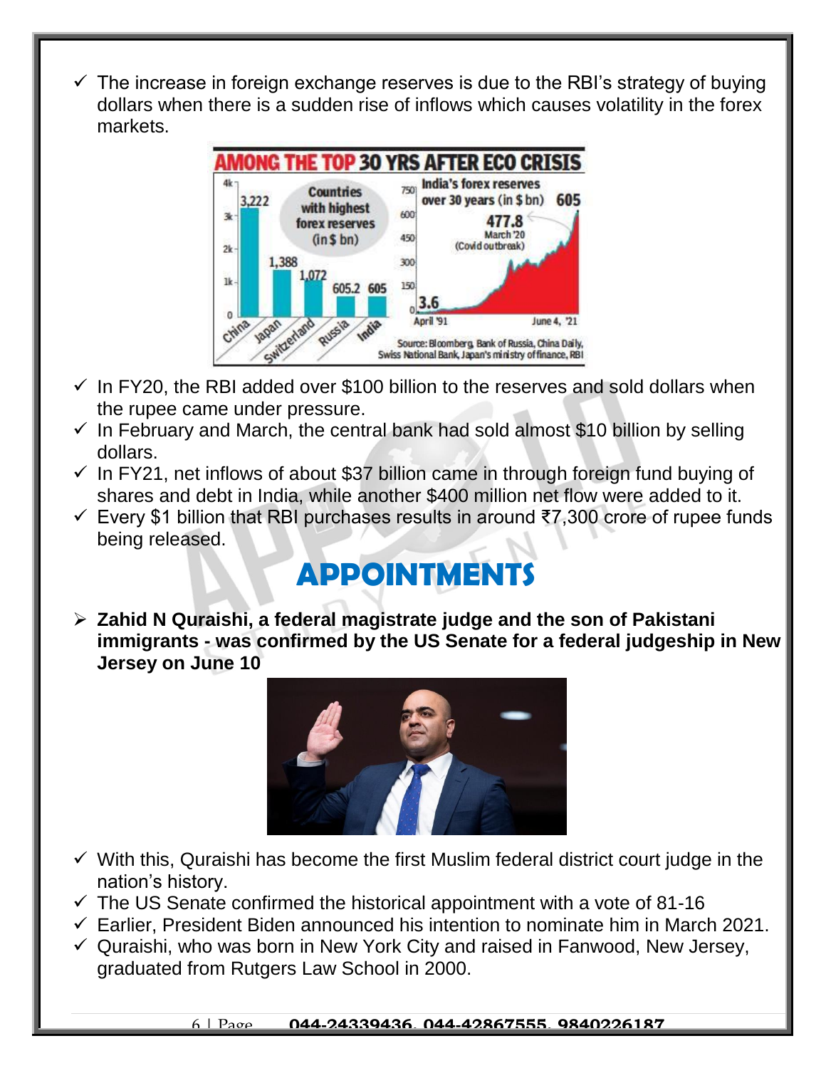- ✓ The increase in foreign exchange reserves is due to the RBI's strategy of buying dollars when there is a sudden rise of inflows which causes volatility in the forex markets.

- ✓ In FY20, the RBI added over $100 billion to the reserves and sold dollars when the rupee came under pressure.
- ✓ In February and March, the central bank had sold almost $10 billion by selling dollars.
- ✓ In FY21, net inflows of about $37 billion came in through foreign fund buying of shares and debt in India, while another $400 million net flow were added to it.
- ✓ Every $1 billion that RBI purchases results in around ₹7,300 crore of rupee funds being released.

# APPOINTMENTS

- **Zahid N Quraishi, a federal magistrate judge and the son of Pakistani immigrants - was confirmed by the US Senate for a federal judgeship in New Jersey on June 10**

- ✓ With this, Quraishi has become the first Muslim federal district court judge in the nation's history.
- ✓ The US Senate confirmed the historical appointment with a vote of 81-16
- ✓ Earlier, President Biden announced his intention to nominate him in March 2021.
- ✓ Quraishi, who was born in New York City and raised in Fanwood, New Jersey, graduated from Rutgers Law School in 2000.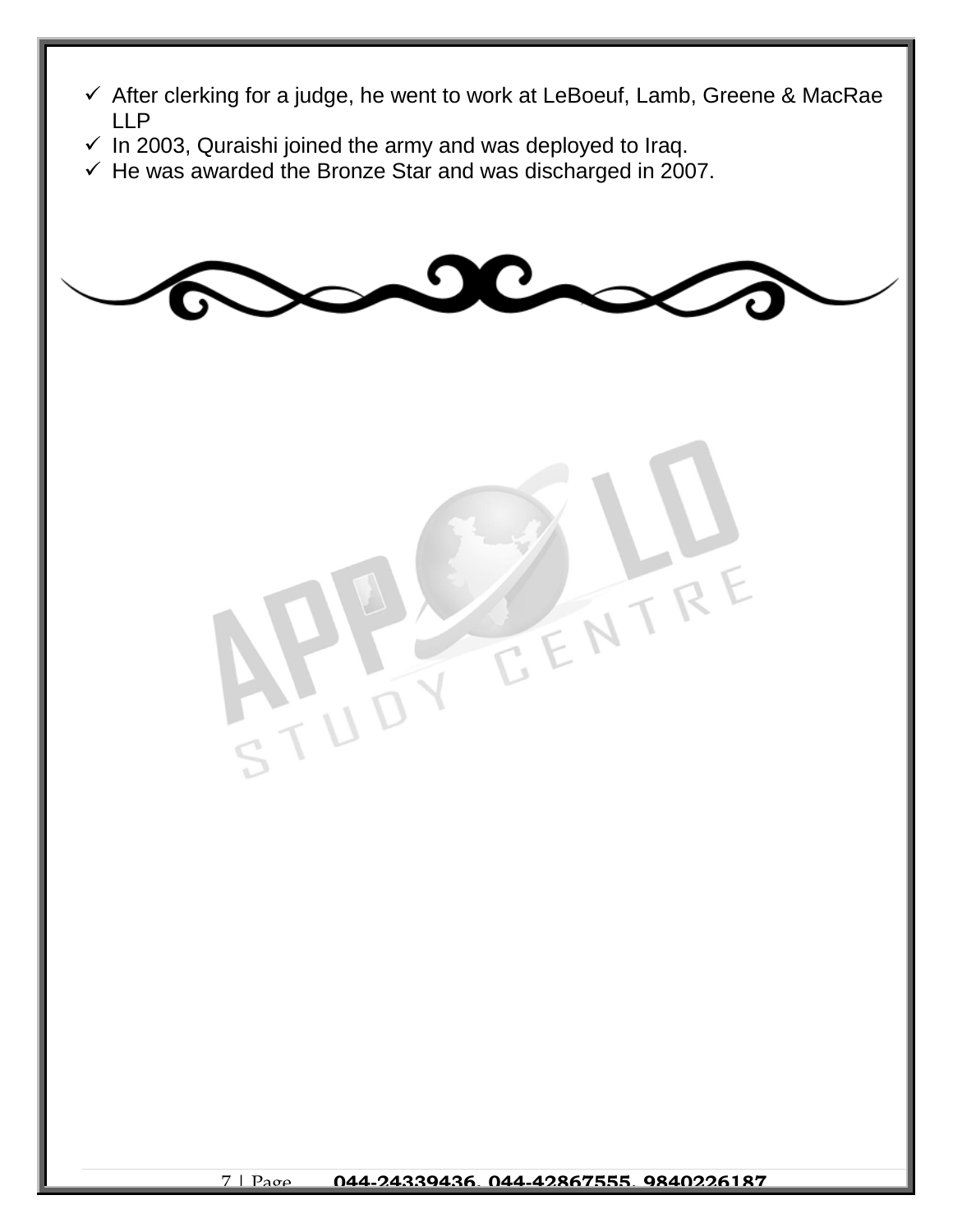- After clerking for a judge, he went to work at LeBoeuf, Lamb, Greene & MacRae LLP
- In 2003, Quraishi joined the army and was deployed to Iraq.
- He was awarded the Bronze Star and was discharged in 2007.